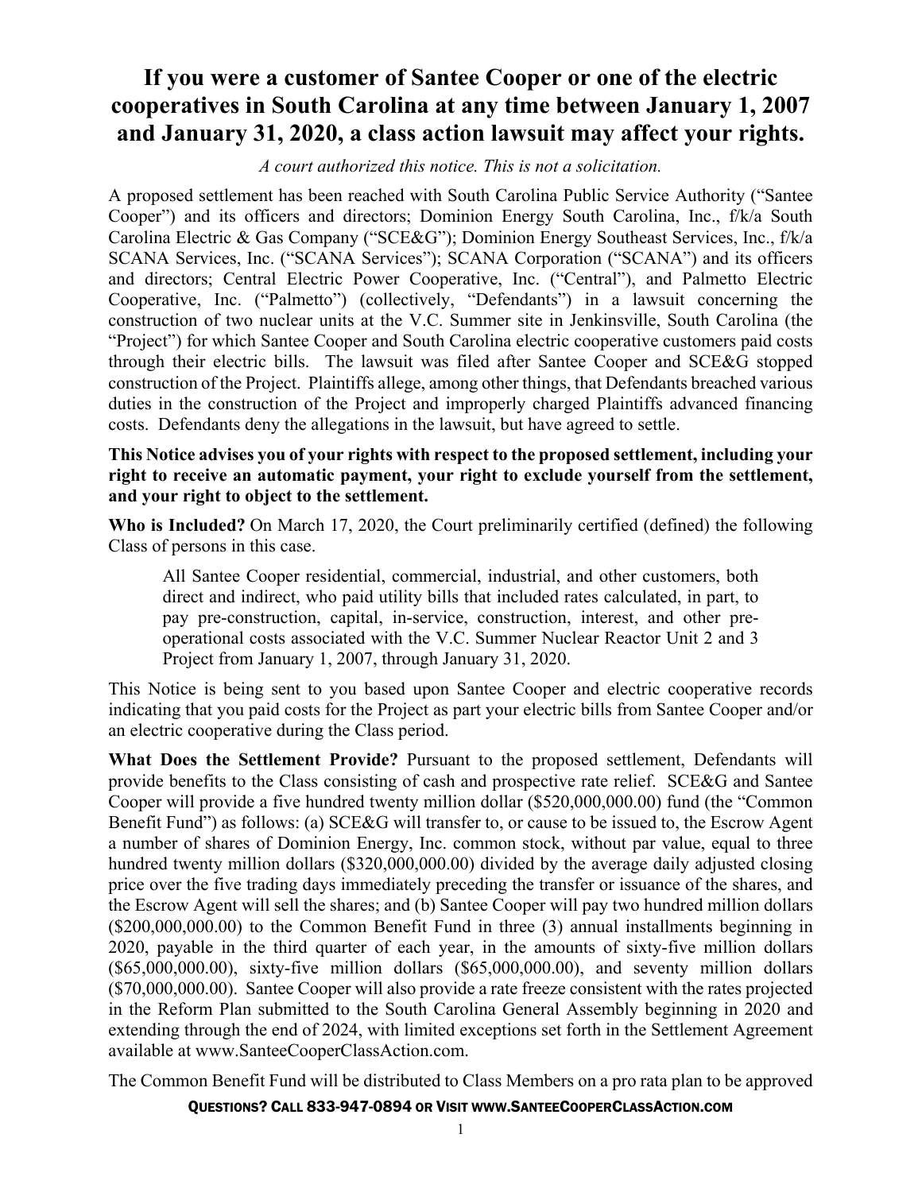# If you were a customer of Santee Cooper or one of the electric cooperatives in South Carolina at any time between January 1, 2007 and January 31, 2020, a class action lawsuit may affect your rights.

*A court authorized this notice. This is not a solicitation.*

A proposed settlement has been reached with South Carolina Public Service Authority ("Santee Cooper") and its officers and directors; Dominion Energy South Carolina, Inc., f/k/a South Carolina Electric & Gas Company ("SCE&G"); Dominion Energy Southeast Services, Inc., f/k/a SCANA Services, Inc. ("SCANA Services"); SCANA Corporation ("SCANA") and its officers and directors; Central Electric Power Cooperative, Inc. ("Central"), and Palmetto Electric Cooperative, Inc. ("Palmetto") (collectively, "Defendants") in a lawsuit concerning the construction of two nuclear units at the V.C. Summer site in Jenkinsville, South Carolina (the "Project") for which Santee Cooper and South Carolina electric cooperative customers paid costs through their electric bills. The lawsuit was filed after Santee Cooper and SCE&G stopped construction of the Project. Plaintiffs allege, among other things, that Defendants breached various duties in the construction of the Project and improperly charged Plaintiffs advanced financing costs. Defendants deny the allegations in the lawsuit, but have agreed to settle.

**This Notice advises you of your rights with respect to the proposed settlement, including your right to receive an automatic payment, your right to exclude yourself from the settlement, and your right to object to the settlement.**

**Who is Included?** On March 17, 2020, the Court preliminarily certified (defined) the following Class of persons in this case.

> All Santee Cooper residential, commercial, industrial, and other customers, both direct and indirect, who paid utility bills that included rates calculated, in part, to pay pre-construction, capital, in-service, construction, interest, and other pre-operational costs associated with the V.C. Summer Nuclear Reactor Unit 2 and 3 Project from January 1, 2007, through January 31, 2020.

This Notice is being sent to you based upon Santee Cooper and electric cooperative records indicating that you paid costs for the Project as part your electric bills from Santee Cooper and/or an electric cooperative during the Class period.

**What Does the Settlement Provide?** Pursuant to the proposed settlement, Defendants will provide benefits to the Class consisting of cash and prospective rate relief. SCE&G and Santee Cooper will provide a five hundred twenty million dollar ($520,000,000.00) fund (the "Common Benefit Fund") as follows: (a) SCE&G will transfer to, or cause to be issued to, the Escrow Agent a number of shares of Dominion Energy, Inc. common stock, without par value, equal to three hundred twenty million dollars ($320,000,000.00) divided by the average daily adjusted closing price over the five trading days immediately preceding the transfer or issuance of the shares, and the Escrow Agent will sell the shares; and (b) Santee Cooper will pay two hundred million dollars ($200,000,000.00) to the Common Benefit Fund in three (3) annual installments beginning in 2020, payable in the third quarter of each year, in the amounts of sixty-five million dollars ($65,000,000.00), sixty-five million dollars ($65,000,000.00), and seventy million dollars ($70,000,000.00). Santee Cooper will also provide a rate freeze consistent with the rates projected in the Reform Plan submitted to the South Carolina General Assembly beginning in 2020 and extending through the end of 2024, with limited exceptions set forth in the Settlement Agreement available at www.SanteeCooperClassAction.com.

The Common Benefit Fund will be distributed to Class Members on a pro rata plan to be approved

QUESTIONS? CALL 833-947-0894 OR VISIT WWW.SANTEECOOPERCLASSACTION.COM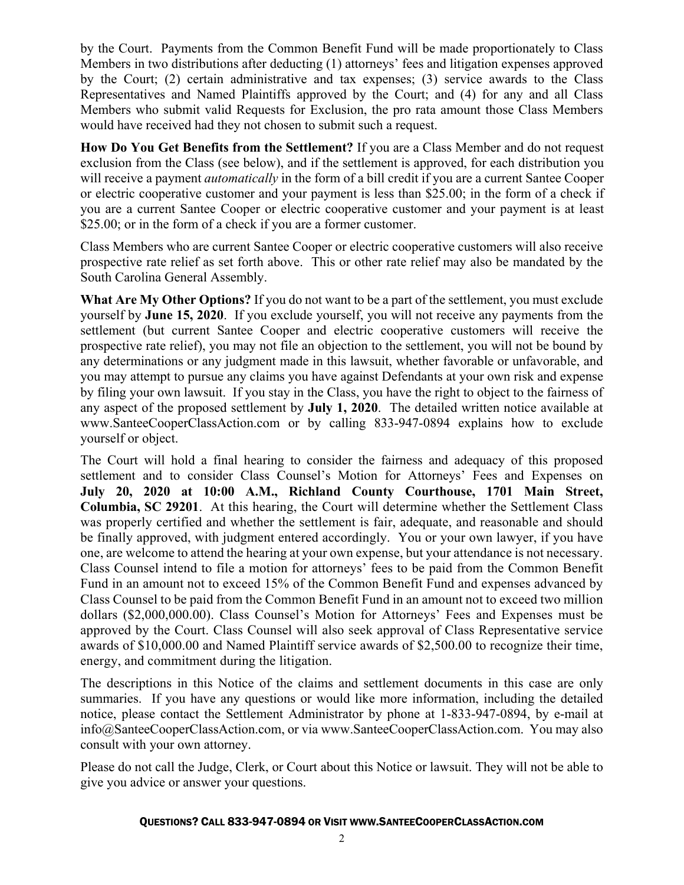by the Court. Payments from the Common Benefit Fund will be made proportionately to Class Members in two distributions after deducting (1) attorneys' fees and litigation expenses approved by the Court; (2) certain administrative and tax expenses; (3) service awards to the Class Representatives and Named Plaintiffs approved by the Court; and (4) for any and all Class Members who submit valid Requests for Exclusion, the pro rata amount those Class Members would have received had they not chosen to submit such a request.

**How Do You Get Benefits from the Settlement?** If you are a Class Member and do not request exclusion from the Class (see below), and if the settlement is approved, for each distribution you will receive a payment *automatically* in the form of a bill credit if you are a current Santee Cooper or electric cooperative customer and your payment is less than $25.00; in the form of a check if you are a current Santee Cooper or electric cooperative customer and your payment is at least $25.00; or in the form of a check if you are a former customer.

Class Members who are current Santee Cooper or electric cooperative customers will also receive prospective rate relief as set forth above. This or other rate relief may also be mandated by the South Carolina General Assembly.

**What Are My Other Options?** If you do not want to be a part of the settlement, you must exclude yourself by **June 15, 2020**. If you exclude yourself, you will not receive any payments from the settlement (but current Santee Cooper and electric cooperative customers will receive the prospective rate relief), you may not file an objection to the settlement, you will not be bound by any determinations or any judgment made in this lawsuit, whether favorable or unfavorable, and you may attempt to pursue any claims you have against Defendants at your own risk and expense by filing your own lawsuit. If you stay in the Class, you have the right to object to the fairness of any aspect of the proposed settlement by **July 1, 2020**. The detailed written notice available at www.SanteeCooperClassAction.com or by calling 833-947-0894 explains how to exclude yourself or object.

The Court will hold a final hearing to consider the fairness and adequacy of this proposed settlement and to consider Class Counsel's Motion for Attorneys' Fees and Expenses on **July 20, 2020 at 10:00 A.M., Richland County Courthouse, 1701 Main Street, Columbia, SC 29201**. At this hearing, the Court will determine whether the Settlement Class was properly certified and whether the settlement is fair, adequate, and reasonable and should be finally approved, with judgment entered accordingly. You or your own lawyer, if you have one, are welcome to attend the hearing at your own expense, but your attendance is not necessary. Class Counsel intend to file a motion for attorneys' fees to be paid from the Common Benefit Fund in an amount not to exceed 15% of the Common Benefit Fund and expenses advanced by Class Counsel to be paid from the Common Benefit Fund in an amount not to exceed two million dollars ($2,000,000.00). Class Counsel's Motion for Attorneys' Fees and Expenses must be approved by the Court. Class Counsel will also seek approval of Class Representative service awards of $10,000.00 and Named Plaintiff service awards of $2,500.00 to recognize their time, energy, and commitment during the litigation.

The descriptions in this Notice of the claims and settlement documents in this case are only summaries. If you have any questions or would like more information, including the detailed notice, please contact the Settlement Administrator by phone at 1-833-947-0894, by e-mail at info@SanteeCooperClassAction.com, or via www.SanteeCooperClassAction.com. You may also consult with your own attorney.

Please do not call the Judge, Clerk, or Court about this Notice or lawsuit. They will not be able to give you advice or answer your questions.